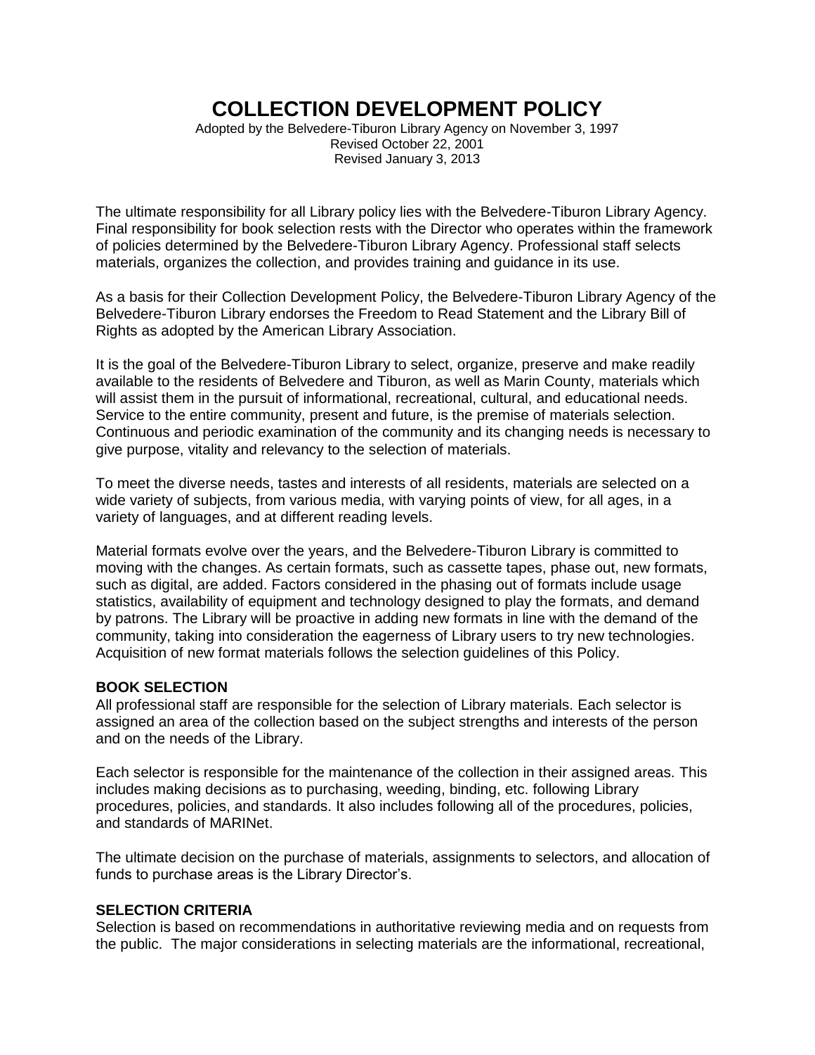# COLLECTION DEVELOPMENT POLICY

Adopted by the Belvedere-Tiburon Library Agency on November 3, 1997
Revised October 22, 2001
Revised January 3, 2013

The ultimate responsibility for all Library policy lies with the Belvedere-Tiburon Library Agency. Final responsibility for book selection rests with the Director who operates within the framework of policies determined by the Belvedere-Tiburon Library Agency. Professional staff selects materials, organizes the collection, and provides training and guidance in its use.

As a basis for their Collection Development Policy, the Belvedere-Tiburon Library Agency of the Belvedere-Tiburon Library endorses the Freedom to Read Statement and the Library Bill of Rights as adopted by the American Library Association.

It is the goal of the Belvedere-Tiburon Library to select, organize, preserve and make readily available to the residents of Belvedere and Tiburon, as well as Marin County, materials which will assist them in the pursuit of informational, recreational, cultural, and educational needs. Service to the entire community, present and future, is the premise of materials selection. Continuous and periodic examination of the community and its changing needs is necessary to give purpose, vitality and relevancy to the selection of materials.

To meet the diverse needs, tastes and interests of all residents, materials are selected on a wide variety of subjects, from various media, with varying points of view, for all ages, in a variety of languages, and at different reading levels.

Material formats evolve over the years, and the Belvedere-Tiburon Library is committed to moving with the changes. As certain formats, such as cassette tapes, phase out, new formats, such as digital, are added. Factors considered in the phasing out of formats include usage statistics, availability of equipment and technology designed to play the formats, and demand by patrons. The Library will be proactive in adding new formats in line with the demand of the community, taking into consideration the eagerness of Library users to try new technologies. Acquisition of new format materials follows the selection guidelines of this Policy.

### BOOK SELECTION

All professional staff are responsible for the selection of Library materials. Each selector is assigned an area of the collection based on the subject strengths and interests of the person and on the needs of the Library.

Each selector is responsible for the maintenance of the collection in their assigned areas. This includes making decisions as to purchasing, weeding, binding, etc. following Library procedures, policies, and standards. It also includes following all of the procedures, policies, and standards of MARINet.

The ultimate decision on the purchase of materials, assignments to selectors, and allocation of funds to purchase areas is the Library Director's.

### SELECTION CRITERIA

Selection is based on recommendations in authoritative reviewing media and on requests from the public. The major considerations in selecting materials are the informational, recreational,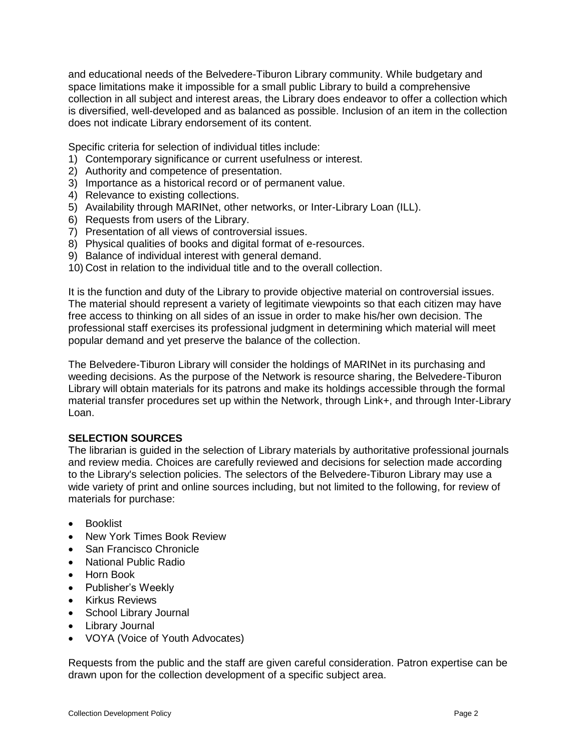and educational needs of the Belvedere-Tiburon Library community. While budgetary and space limitations make it impossible for a small public Library to build a comprehensive collection in all subject and interest areas, the Library does endeavor to offer a collection which is diversified, well-developed and as balanced as possible. Inclusion of an item in the collection does not indicate Library endorsement of its content.

Specific criteria for selection of individual titles include:

1) Contemporary significance or current usefulness or interest.
2) Authority and competence of presentation.
3) Importance as a historical record or of permanent value.
4) Relevance to existing collections.
5) Availability through MARINet, other networks, or Inter-Library Loan (ILL).
6) Requests from users of the Library.
7) Presentation of all views of controversial issues.
8) Physical qualities of books and digital format of e-resources.
9) Balance of individual interest with general demand.
10) Cost in relation to the individual title and to the overall collection.

It is the function and duty of the Library to provide objective material on controversial issues. The material should represent a variety of legitimate viewpoints so that each citizen may have free access to thinking on all sides of an issue in order to make his/her own decision. The professional staff exercises its professional judgment in determining which material will meet popular demand and yet preserve the balance of the collection.

The Belvedere-Tiburon Library will consider the holdings of MARINet in its purchasing and weeding decisions. As the purpose of the Network is resource sharing, the Belvedere-Tiburon Library will obtain materials for its patrons and make its holdings accessible through the formal material transfer procedures set up within the Network, through Link+, and through Inter-Library Loan.

**SELECTION SOURCES**

The librarian is guided in the selection of Library materials by authoritative professional journals and review media. Choices are carefully reviewed and decisions for selection made according to the Library's selection policies. The selectors of the Belvedere-Tiburon Library may use a wide variety of print and online sources including, but not limited to the following, for review of materials for purchase:

- Booklist
- New York Times Book Review
- San Francisco Chronicle
- National Public Radio
- Horn Book
- Publisher's Weekly
- Kirkus Reviews
- School Library Journal
- Library Journal
- VOYA (Voice of Youth Advocates)

Requests from the public and the staff are given careful consideration. Patron expertise can be drawn upon for the collection development of a specific subject area.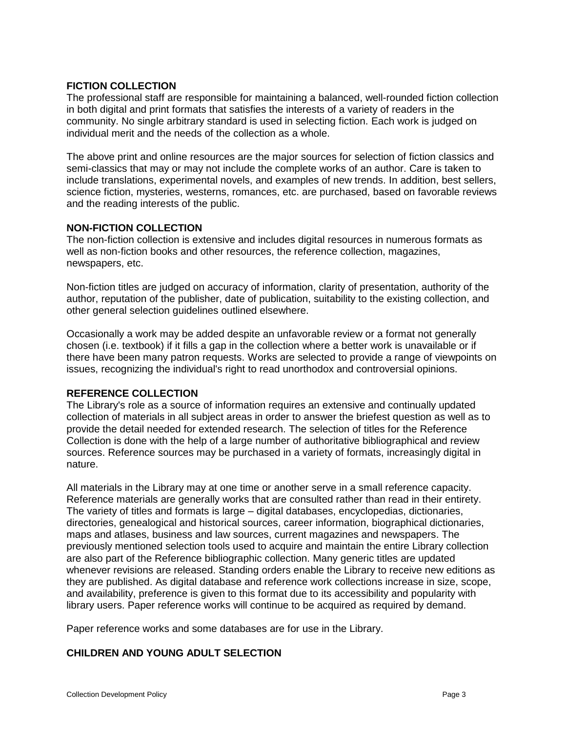## FICTION COLLECTION

The professional staff are responsible for maintaining a balanced, well-rounded fiction collection in both digital and print formats that satisfies the interests of a variety of readers in the community. No single arbitrary standard is used in selecting fiction. Each work is judged on individual merit and the needs of the collection as a whole.

The above print and online resources are the major sources for selection of fiction classics and semi-classics that may or may not include the complete works of an author. Care is taken to include translations, experimental novels, and examples of new trends. In addition, best sellers, science fiction, mysteries, westerns, romances, etc. are purchased, based on favorable reviews and the reading interests of the public.

## NON-FICTION COLLECTION

The non-fiction collection is extensive and includes digital resources in numerous formats as well as non-fiction books and other resources, the reference collection, magazines, newspapers, etc.

Non-fiction titles are judged on accuracy of information, clarity of presentation, authority of the author, reputation of the publisher, date of publication, suitability to the existing collection, and other general selection guidelines outlined elsewhere.

Occasionally a work may be added despite an unfavorable review or a format not generally chosen (i.e. textbook) if it fills a gap in the collection where a better work is unavailable or if there have been many patron requests. Works are selected to provide a range of viewpoints on issues, recognizing the individual's right to read unorthodox and controversial opinions.

## REFERENCE COLLECTION

The Library's role as a source of information requires an extensive and continually updated collection of materials in all subject areas in order to answer the briefest question as well as to provide the detail needed for extended research. The selection of titles for the Reference Collection is done with the help of a large number of authoritative bibliographical and review sources. Reference sources may be purchased in a variety of formats, increasingly digital in nature.

All materials in the Library may at one time or another serve in a small reference capacity. Reference materials are generally works that are consulted rather than read in their entirety. The variety of titles and formats is large – digital databases, encyclopedias, dictionaries, directories, genealogical and historical sources, career information, biographical dictionaries, maps and atlases, business and law sources, current magazines and newspapers. The previously mentioned selection tools used to acquire and maintain the entire Library collection are also part of the Reference bibliographic collection. Many generic titles are updated whenever revisions are released. Standing orders enable the Library to receive new editions as they are published. As digital database and reference work collections increase in size, scope, and availability, preference is given to this format due to its accessibility and popularity with library users. Paper reference works will continue to be acquired as required by demand.

Paper reference works and some databases are for use in the Library.

## CHILDREN AND YOUNG ADULT SELECTION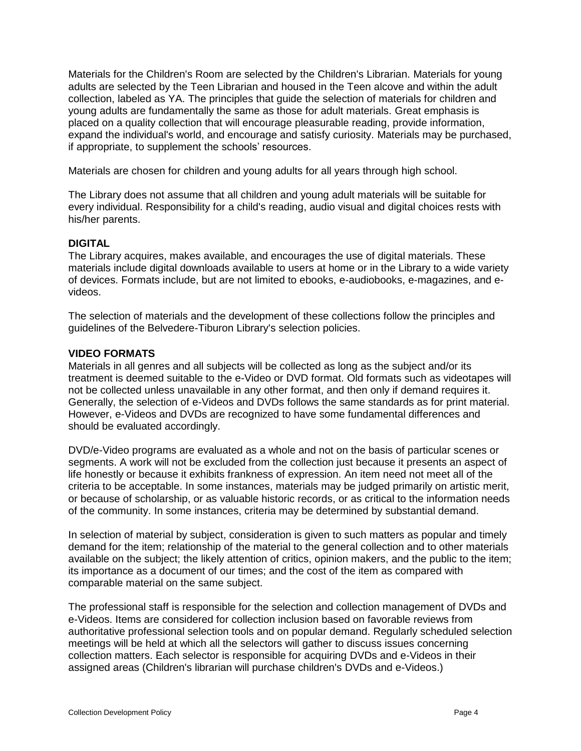Materials for the Children's Room are selected by the Children's Librarian. Materials for young adults are selected by the Teen Librarian and housed in the Teen alcove and within the adult collection, labeled as YA. The principles that guide the selection of materials for children and young adults are fundamentally the same as those for adult materials. Great emphasis is placed on a quality collection that will encourage pleasurable reading, provide information, expand the individual's world, and encourage and satisfy curiosity. Materials may be purchased, if appropriate, to supplement the schools' resources.

Materials are chosen for children and young adults for all years through high school.

The Library does not assume that all children and young adult materials will be suitable for every individual. Responsibility for a child's reading, audio visual and digital choices rests with his/her parents.

**DIGITAL**

The Library acquires, makes available, and encourages the use of digital materials. These materials include digital downloads available to users at home or in the Library to a wide variety of devices. Formats include, but are not limited to ebooks, e-audiobooks, e-magazines, and e-videos.

The selection of materials and the development of these collections follow the principles and guidelines of the Belvedere-Tiburon Library's selection policies.

**VIDEO FORMATS**

Materials in all genres and all subjects will be collected as long as the subject and/or its treatment is deemed suitable to the e-Video or DVD format. Old formats such as videotapes will not be collected unless unavailable in any other format, and then only if demand requires it. Generally, the selection of e-Videos and DVDs follows the same standards as for print material. However, e-Videos and DVDs are recognized to have some fundamental differences and should be evaluated accordingly.

DVD/e-Video programs are evaluated as a whole and not on the basis of particular scenes or segments. A work will not be excluded from the collection just because it presents an aspect of life honestly or because it exhibits frankness of expression. An item need not meet all of the criteria to be acceptable. In some instances, materials may be judged primarily on artistic merit, or because of scholarship, or as valuable historic records, or as critical to the information needs of the community. In some instances, criteria may be determined by substantial demand.

In selection of material by subject, consideration is given to such matters as popular and timely demand for the item; relationship of the material to the general collection and to other materials available on the subject; the likely attention of critics, opinion makers, and the public to the item; its importance as a document of our times; and the cost of the item as compared with comparable material on the same subject.

The professional staff is responsible for the selection and collection management of DVDs and e-Videos. Items are considered for collection inclusion based on favorable reviews from authoritative professional selection tools and on popular demand. Regularly scheduled selection meetings will be held at which all the selectors will gather to discuss issues concerning collection matters. Each selector is responsible for acquiring DVDs and e-Videos in their assigned areas (Children's librarian will purchase children's DVDs and e-Videos.)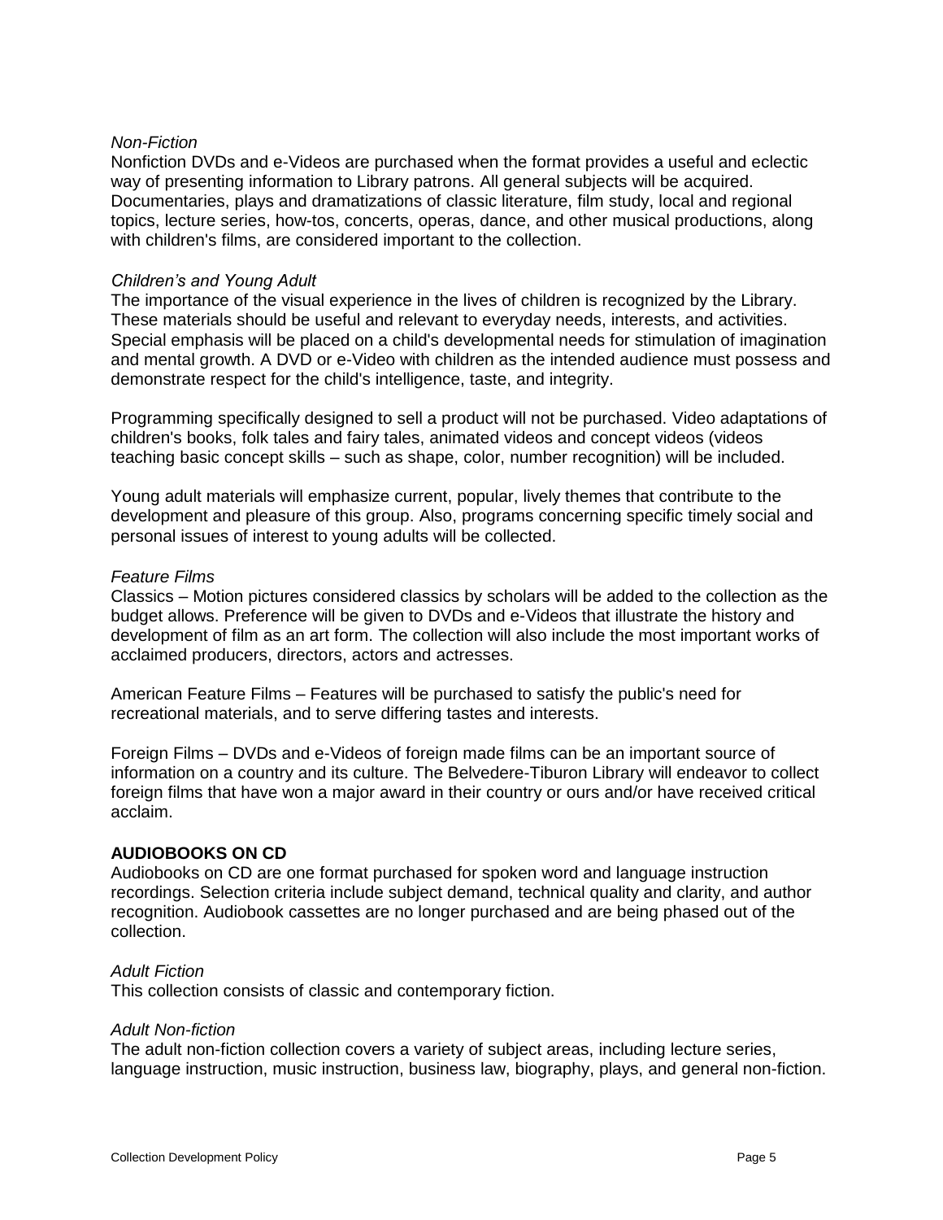*Non-Fiction*

Nonfiction DVDs and e-Videos are purchased when the format provides a useful and eclectic way of presenting information to Library patrons. All general subjects will be acquired. Documentaries, plays and dramatizations of classic literature, film study, local and regional topics, lecture series, how-tos, concerts, operas, dance, and other musical productions, along with children's films, are considered important to the collection.

*Children's and Young Adult*

The importance of the visual experience in the lives of children is recognized by the Library. These materials should be useful and relevant to everyday needs, interests, and activities. Special emphasis will be placed on a child's developmental needs for stimulation of imagination and mental growth. A DVD or e-Video with children as the intended audience must possess and demonstrate respect for the child's intelligence, taste, and integrity.

Programming specifically designed to sell a product will not be purchased. Video adaptations of children's books, folk tales and fairy tales, animated videos and concept videos (videos teaching basic concept skills – such as shape, color, number recognition) will be included.

Young adult materials will emphasize current, popular, lively themes that contribute to the development and pleasure of this group. Also, programs concerning specific timely social and personal issues of interest to young adults will be collected.

*Feature Films*

Classics – Motion pictures considered classics by scholars will be added to the collection as the budget allows. Preference will be given to DVDs and e-Videos that illustrate the history and development of film as an art form. The collection will also include the most important works of acclaimed producers, directors, actors and actresses.

American Feature Films – Features will be purchased to satisfy the public's need for recreational materials, and to serve differing tastes and interests.

Foreign Films – DVDs and e-Videos of foreign made films can be an important source of information on a country and its culture. The Belvedere-Tiburon Library will endeavor to collect foreign films that have won a major award in their country or ours and/or have received critical acclaim.

**AUDIOBOOKS ON CD**

Audiobooks on CD are one format purchased for spoken word and language instruction recordings. Selection criteria include subject demand, technical quality and clarity, and author recognition. Audiobook cassettes are no longer purchased and are being phased out of the collection.

*Adult Fiction*

This collection consists of classic and contemporary fiction.

*Adult Non-fiction*

The adult non-fiction collection covers a variety of subject areas, including lecture series, language instruction, music instruction, business law, biography, plays, and general non-fiction.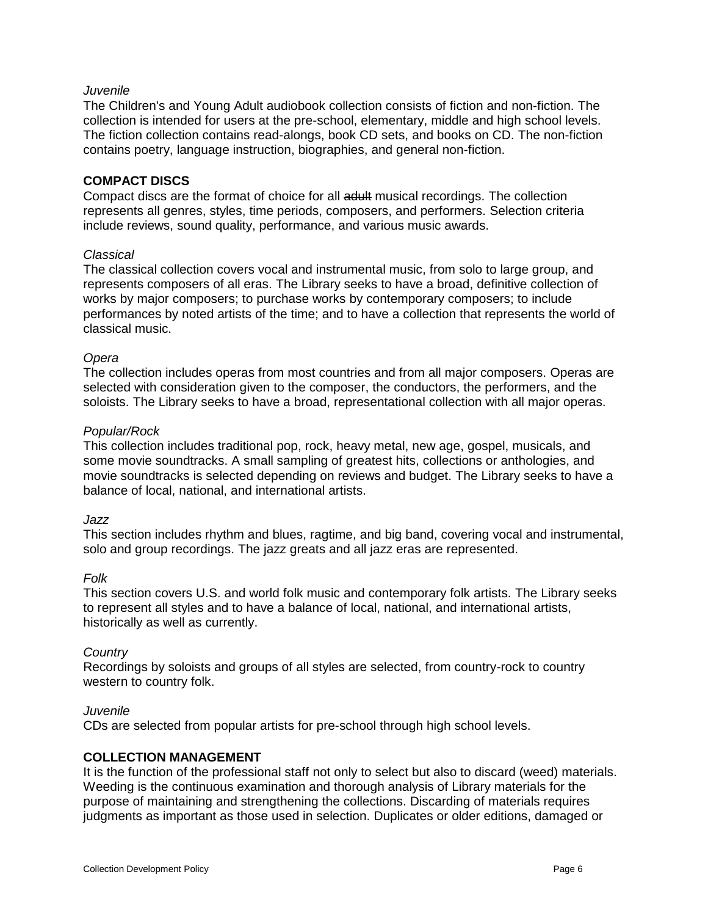*Juvenile*

The Children's and Young Adult audiobook collection consists of fiction and non-fiction. The collection is intended for users at the pre-school, elementary, middle and high school levels. The fiction collection contains read-alongs, book CD sets, and books on CD. The non-fiction contains poetry, language instruction, biographies, and general non-fiction.

**COMPACT DISCS**

Compact discs are the format of choice for all ~~adult~~ musical recordings. The collection represents all genres, styles, time periods, composers, and performers. Selection criteria include reviews, sound quality, performance, and various music awards.

*Classical*

The classical collection covers vocal and instrumental music, from solo to large group, and represents composers of all eras. The Library seeks to have a broad, definitive collection of works by major composers; to purchase works by contemporary composers; to include performances by noted artists of the time; and to have a collection that represents the world of classical music.

*Opera*

The collection includes operas from most countries and from all major composers. Operas are selected with consideration given to the composer, the conductors, the performers, and the soloists. The Library seeks to have a broad, representational collection with all major operas.

*Popular/Rock*

This collection includes traditional pop, rock, heavy metal, new age, gospel, musicals, and some movie soundtracks. A small sampling of greatest hits, collections or anthologies, and movie soundtracks is selected depending on reviews and budget. The Library seeks to have a balance of local, national, and international artists.

*Jazz*

This section includes rhythm and blues, ragtime, and big band, covering vocal and instrumental, solo and group recordings. The jazz greats and all jazz eras are represented.

*Folk*

This section covers U.S. and world folk music and contemporary folk artists. The Library seeks to represent all styles and to have a balance of local, national, and international artists, historically as well as currently.

*Country*

Recordings by soloists and groups of all styles are selected, from country-rock to country western to country folk.

*Juvenile*

CDs are selected from popular artists for pre-school through high school levels.

**COLLECTION MANAGEMENT**

It is the function of the professional staff not only to select but also to discard (weed) materials. Weeding is the continuous examination and thorough analysis of Library materials for the purpose of maintaining and strengthening the collections. Discarding of materials requires judgments as important as those used in selection. Duplicates or older editions, damaged or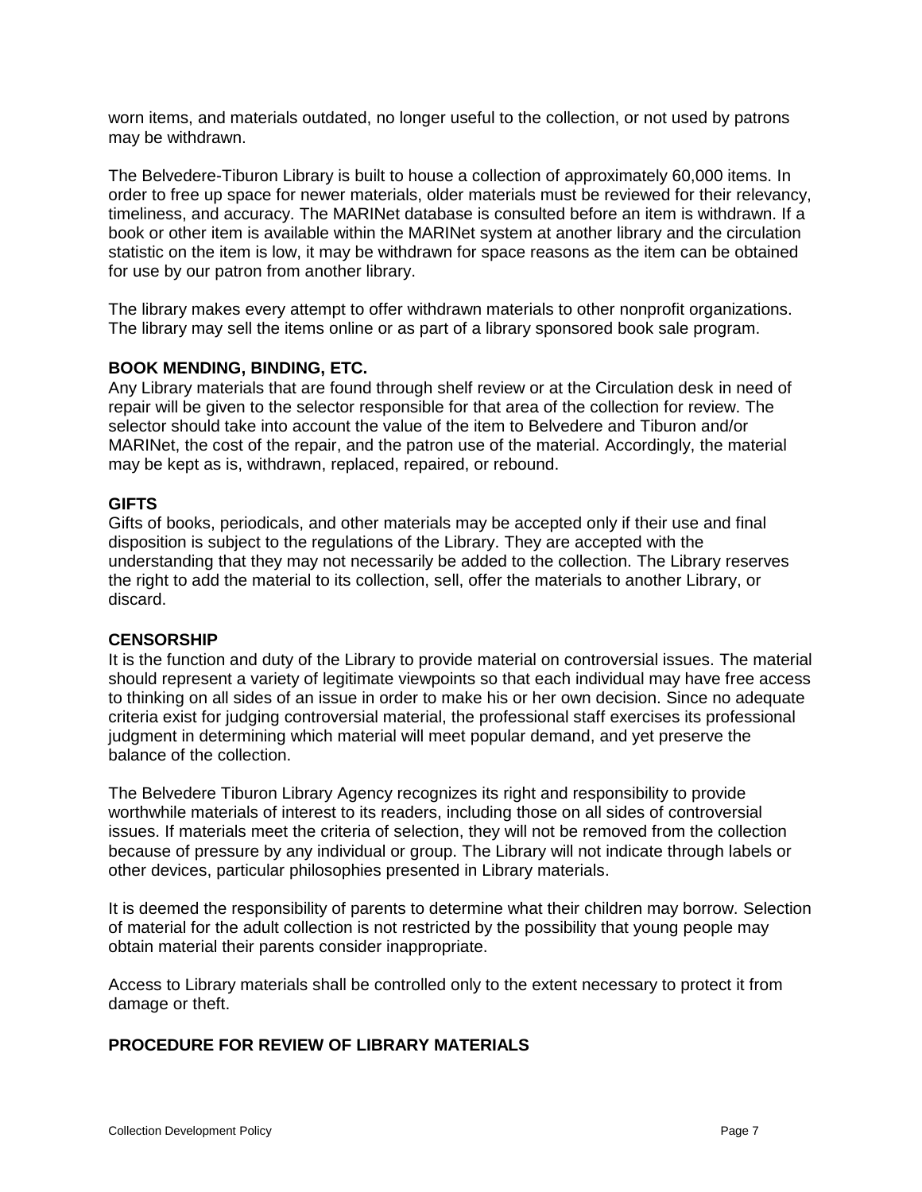worn items, and materials outdated, no longer useful to the collection, or not used by patrons may be withdrawn.

The Belvedere-Tiburon Library is built to house a collection of approximately 60,000 items. In order to free up space for newer materials, older materials must be reviewed for their relevancy, timeliness, and accuracy. The MARINet database is consulted before an item is withdrawn. If a book or other item is available within the MARINet system at another library and the circulation statistic on the item is low, it may be withdrawn for space reasons as the item can be obtained for use by our patron from another library.

The library makes every attempt to offer withdrawn materials to other nonprofit organizations. The library may sell the items online or as part of a library sponsored book sale program.

**BOOK MENDING, BINDING, ETC.**

Any Library materials that are found through shelf review or at the Circulation desk in need of repair will be given to the selector responsible for that area of the collection for review. The selector should take into account the value of the item to Belvedere and Tiburon and/or MARINet, the cost of the repair, and the patron use of the material. Accordingly, the material may be kept as is, withdrawn, replaced, repaired, or rebound.

**GIFTS**

Gifts of books, periodicals, and other materials may be accepted only if their use and final disposition is subject to the regulations of the Library. They are accepted with the understanding that they may not necessarily be added to the collection. The Library reserves the right to add the material to its collection, sell, offer the materials to another Library, or discard.

**CENSORSHIP**

It is the function and duty of the Library to provide material on controversial issues. The material should represent a variety of legitimate viewpoints so that each individual may have free access to thinking on all sides of an issue in order to make his or her own decision. Since no adequate criteria exist for judging controversial material, the professional staff exercises its professional judgment in determining which material will meet popular demand, and yet preserve the balance of the collection.

The Belvedere Tiburon Library Agency recognizes its right and responsibility to provide worthwhile materials of interest to its readers, including those on all sides of controversial issues. If materials meet the criteria of selection, they will not be removed from the collection because of pressure by any individual or group. The Library will not indicate through labels or other devices, particular philosophies presented in Library materials.

It is deemed the responsibility of parents to determine what their children may borrow. Selection of material for the adult collection is not restricted by the possibility that young people may obtain material their parents consider inappropriate.

Access to Library materials shall be controlled only to the extent necessary to protect it from damage or theft.

**PROCEDURE FOR REVIEW OF LIBRARY MATERIALS**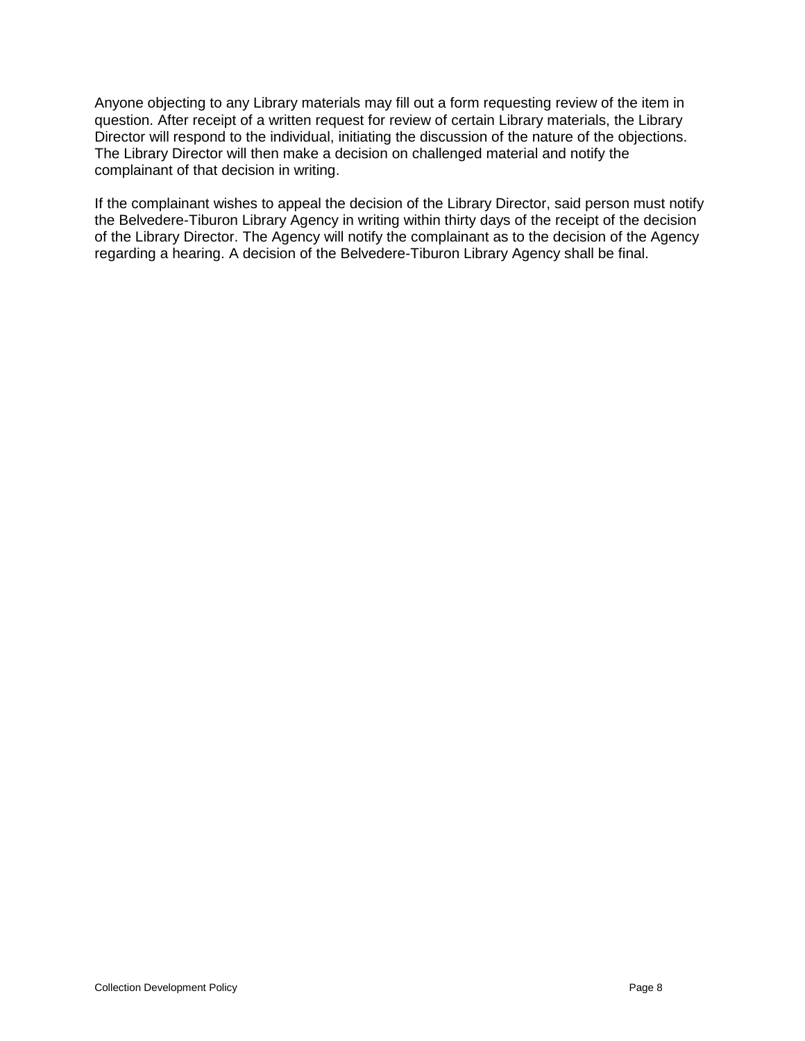Anyone objecting to any Library materials may fill out a form requesting review of the item in question. After receipt of a written request for review of certain Library materials, the Library Director will respond to the individual, initiating the discussion of the nature of the objections. The Library Director will then make a decision on challenged material and notify the complainant of that decision in writing.

If the complainant wishes to appeal the decision of the Library Director, said person must notify the Belvedere-Tiburon Library Agency in writing within thirty days of the receipt of the decision of the Library Director. The Agency will notify the complainant as to the decision of the Agency regarding a hearing. A decision of the Belvedere-Tiburon Library Agency shall be final.